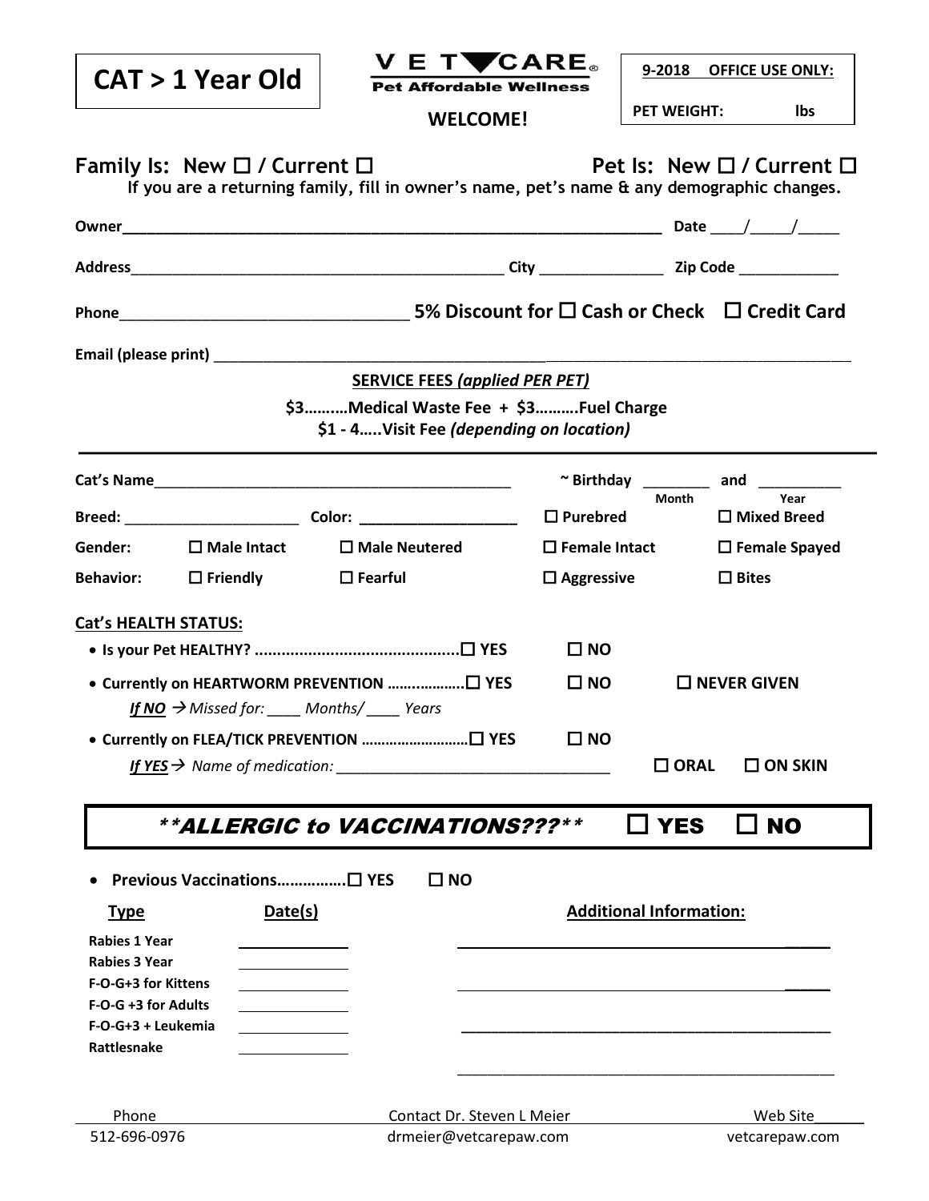# CAT > 1 Year Old

**VET CARE®**
**Pet Affordable Wellness**

**WELCOME!**

**9-2018 OFFICE USE ONLY:**

**PET WEIGHT: lbs**

**Family Is: New ☐ / Current ☐** **Pet Is: New ☐ / Current ☐**

**If you are a returning family, fill in owner's name, pet's name & any demographic changes.**

**Owner**_______________________________________________ **Date** ____/_____/_____

**Address**_______________________________________ **City** _______________ **Zip Code** ____________

**Phone**_________________________________ **5% Discount for ☐ Cash or Check ☐ Credit Card**

**Email (please print)** ___________________________________________________________________

**SERVICE FEES *(applied PER PET)***

**$3………Medical Waste Fee + $3……….Fuel Charge**

**$1 - 4…..Visit Fee *(depending on location)***

---

**Cat's Name**___________________________________________ **~ Birthday** ________ **and** __________
Month Year

**Breed:** _____________________ **Color:** ___________________ **☐ Purebred** **☐ Mixed Breed**

**Gender:** **☐ Male Intact** **☐ Male Neutered** **☐ Female Intact** **☐ Female Spayed**

**Behavior:** **☐ Friendly** **☐ Fearful** **☐ Aggressive** **☐ Bites**

**Cat's HEALTH STATUS:**

- **Is your Pet HEALTHY? ............................................☐ YES ☐ NO**
- **Currently on HEARTWORM PREVENTION ………………☐ YES ☐ NO ☐ NEVER GIVEN**
  ***If NO*** → *Missed for: ____ Months/ ____ Years*
- **Currently on FLEA/TICK PREVENTION ………………………☐ YES ☐ NO**
  ***If YES*** → *Name of medication:* _______________________________ **☐ ORAL ☐ ON SKIN**

***\*\*ALLERGIC to VACCINATIONS???\*\**** **☐ YES ☐ NO**

- **Previous Vaccinations…………….☐ YES ☐ NO**

| Type | Date(s) | Additional Information: |
|---|---|---|
| Rabies 1 Year | | |
| Rabies 3 Year | | |
| F-O-G+3 for Kittens | | |
| F-O-G +3 for Adults | | |
| F-O-G+3 + Leukemia | | |
| Rattlesnake | | |

| Phone | Contact Dr. Steven L Meier | Web Site |
|---|---|---|
| 512-696-0976 | drmeier@vetcarepaw.com | vetcarepaw.com |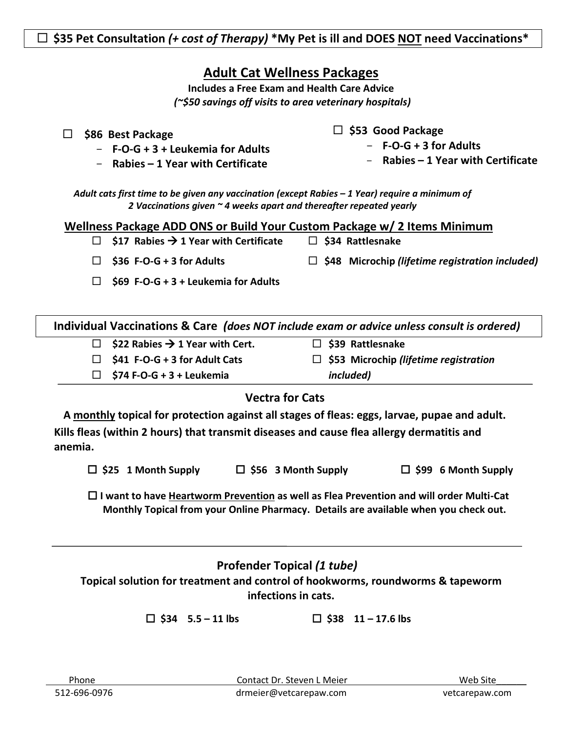☐ **$35 Pet Consultation** ***(+ cost of Therapy)*** **\*My Pet is ill and DOES NOT need Vaccinations\***

## Adult Cat Wellness Packages

**Includes a Free Exam and Health Care Advice**
***(~$50 savings off visits to area veterinary hospitals)***

☐ **$86 Best Package**
- **F-O-G + 3 + Leukemia for Adults**
- **Rabies – 1 Year with Certificate**

☐ **$53 Good Package**
- **F-O-G + 3 for Adults**
- **Rabies – 1 Year with Certificate**

***Adult cats first time to be given any vaccination (except Rabies – 1 Year) require a minimum of 2 Vaccinations given ~ 4 weeks apart and thereafter repeated yearly***

### Wellness Package ADD ONS or Build Your Custom Package w/ 2 Items Minimum

☐ **$17 Rabies → 1 Year with Certificate**
☐ **$36 F-O-G + 3 for Adults**
☐ **$69 F-O-G + 3 + Leukemia for Adults**
☐ **$34 Rattlesnake**
☐ **$48 Microchip** ***(lifetime registration included)***

### Individual Vaccinations & Care *(does NOT include exam or advice unless consult is ordered)*

☐ **$22 Rabies → 1 Year with Cert.**
☐ **$41 F-O-G + 3 for Adult Cats**
☐ **$74 F-O-G + 3 + Leukemia**
☐ **$39 Rattlesnake**
☐ **$53 Microchip** ***(lifetime registration included)***

### Vectra for Cats

**A monthly topical for protection against all stages of fleas: eggs, larvae, pupae and adult. Kills fleas (within 2 hours) that transmit diseases and cause flea allergy dermatitis and anemia.**

☐ **$25 1 Month Supply** ☐ **$56 3 Month Supply** ☐ **$99 6 Month Supply**

☐ **I want to have Heartworm Prevention as well as Flea Prevention and will order Multi-Cat Monthly Topical from your Online Pharmacy. Details are available when you check out.**

### Profender Topical *(1 tube)*

**Topical solution for treatment and control of hookworms, roundworms & tapeworm infections in cats.**

☐ **$34 5.5 – 11 lbs** ☐ **$38 11 – 17.6 lbs**

| Phone | Contact Dr. Steven L Meier | Web Site |
|---|---|---|
| 512-696-0976 | drmeier@vetcarepaw.com | vetcarepaw.com |